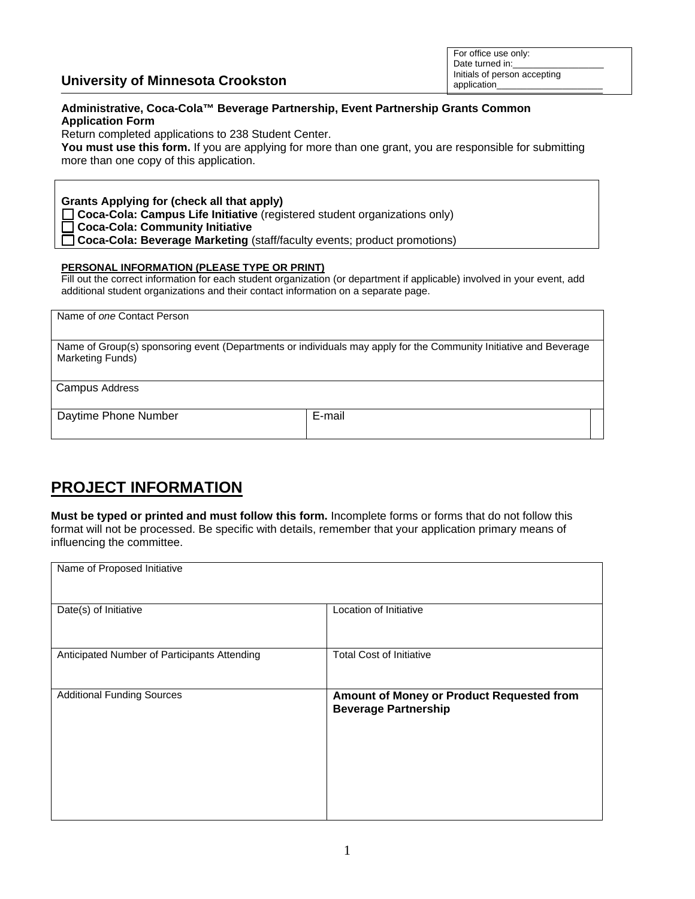| For office use only: |
|---|
| Date turned in:__________________ |
| Initials of person accepting application____________________ |

## University of Minnesota Crookston

**Administrative, Coca-Cola™ Beverage Partnership, Event Partnership Grants Common Application Form**

Return completed applications to 238 Student Center.

**You must use this form.** If you are applying for more than one grant, you are responsible for submitting more than one copy of this application.

**Grants Applying for (check all that apply)**

- ☐ **Coca-Cola: Campus Life Initiative** (registered student organizations only)
- ☐ **Coca-Cola: Community Initiative**
- ☐ **Coca-Cola: Beverage Marketing** (staff/faculty events; product promotions)

**PERSONAL INFORMATION (PLEASE TYPE OR PRINT)**

Fill out the correct information for each student organization (or department if applicable) involved in your event, add additional student organizations and their contact information on a separate page.

| Name of *one* Contact Person | |
|---|---|
| Name of Group(s) sponsoring event (Departments or individuals may apply for the Community Initiative and Beverage Marketing Funds) | |
| Campus Address | |
| Daytime Phone Number | E-mail |

# PROJECT INFORMATION

**Must be typed or printed and must follow this form.** Incomplete forms or forms that do not follow this format will not be processed. Be specific with details, remember that your application primary means of influencing the committee.

| Name of Proposed Initiative | |
|---|---|
| Date(s) of Initiative | Location of Initiative |
| Anticipated Number of Participants Attending | Total Cost of Initiative |
| Additional Funding Sources | **Amount of Money or Product Requested from Beverage Partnership** |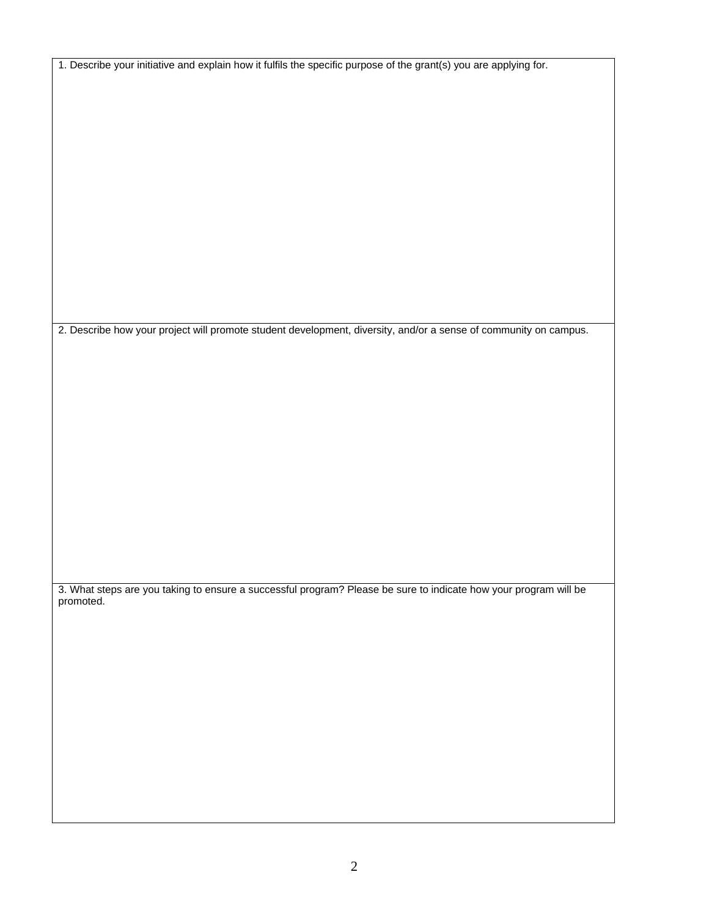1. Describe your initiative and explain how it fulfils the specific purpose of the grant(s) you are applying for.

2. Describe how your project will promote student development, diversity, and/or a sense of community on campus.

3. What steps are you taking to ensure a successful program? Please be sure to indicate how your program will be promoted.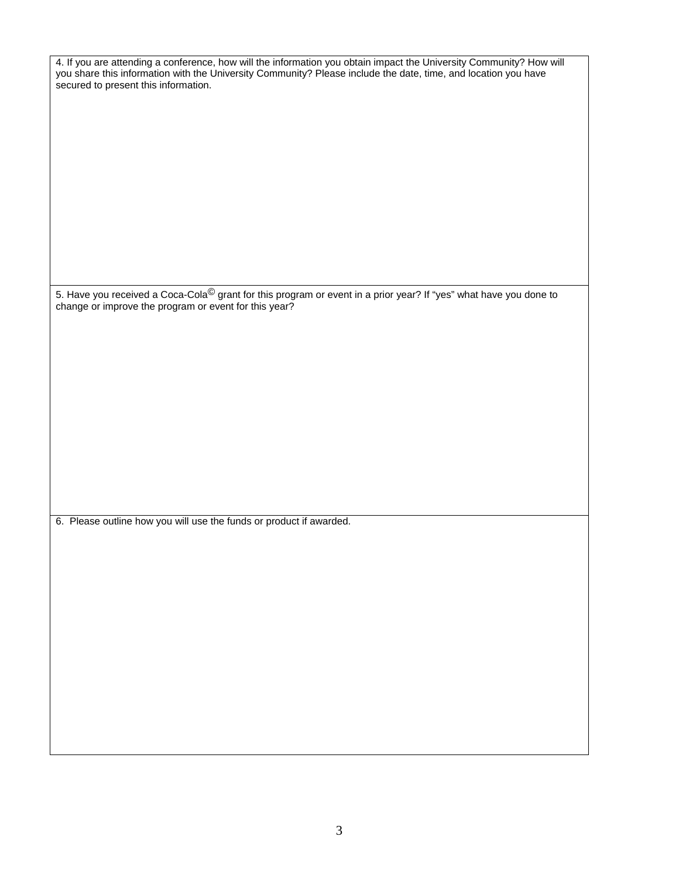4. If you are attending a conference, how will the information you obtain impact the University Community? How will you share this information with the University Community? Please include the date, time, and location you have secured to present this information.

5. Have you received a Coca-Cola© grant for this program or event in a prior year? If "yes" what have you done to change or improve the program or event for this year?

6. Please outline how you will use the funds or product if awarded.